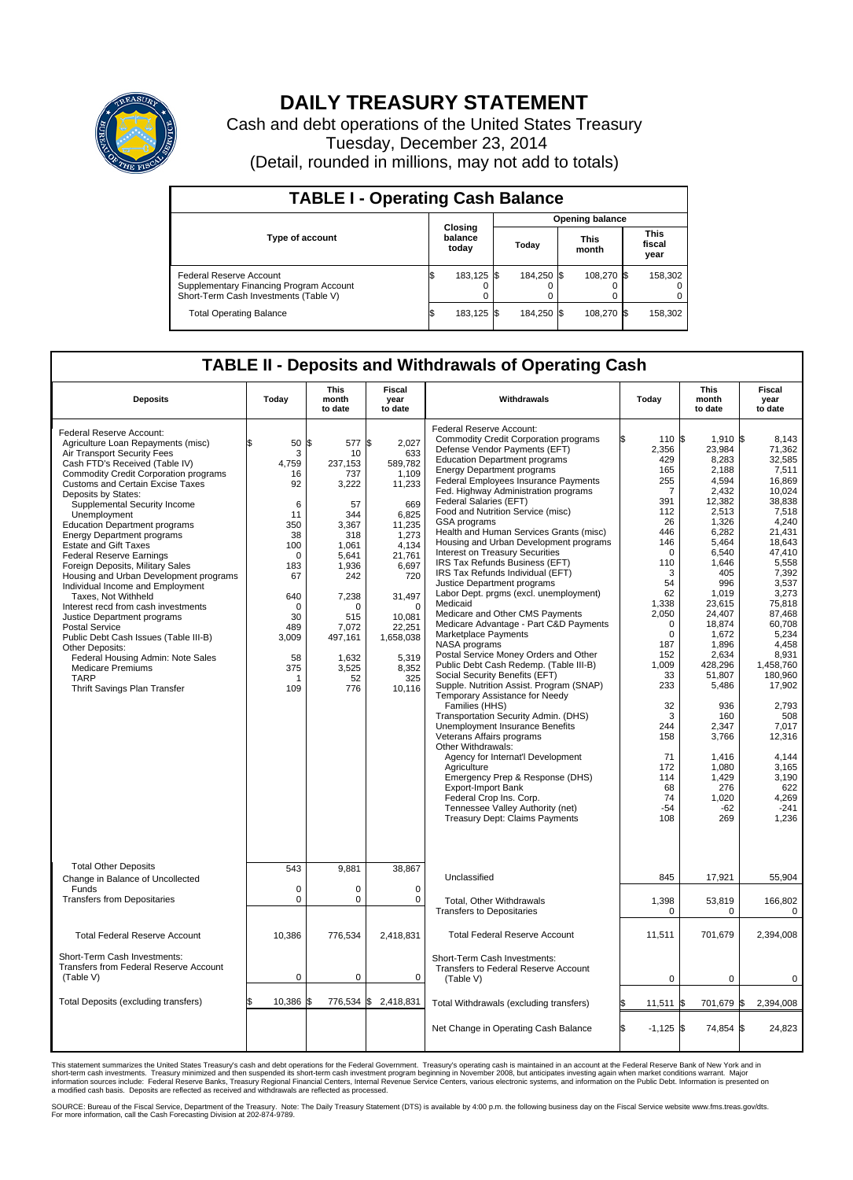# DAILY TREASURY STATEMENT

Cash and debt operations of the United States Treasury

Tuesday, December 23, 2014

(Detail, rounded in millions, may not add to totals)

## TABLE I - Operating Cash Balance

| Type of account | Closing balance today | Opening balance Today | Opening balance This month | Opening balance This fiscal year |
|---|---|---|---|---|
| Federal Reserve Account | $ 183,125 | $ 184,250 | $ 108,270 | $ 158,302 |
| Supplementary Financing Program Account | 0 | 0 | 0 | 0 |
| Short-Term Cash Investments (Table V) | 0 | 0 | 0 | 0 |
| Total Operating Balance | $ 183,125 | $ 184,250 | $ 108,270 | $ 158,302 |

## TABLE II - Deposits and Withdrawals of Operating Cash

| Deposits | Today | This month to date | Fiscal year to date |
|---|---|---|---|
| Federal Reserve Account: | | | |
| Agriculture Loan Repayments (misc) | $ 50 | $ 577 | $ 2,027 |
| Air Transport Security Fees | 3 | 10 | 633 |
| Cash FTD's Received (Table IV) | 4,759 | 237,153 | 589,782 |
| Commodity Credit Corporation programs | 16 | 737 | 1,109 |
| Customs and Certain Excise Taxes | 92 | 3,222 | 11,233 |
| Deposits by States: | | | |
| Supplemental Security Income | 6 | 57 | 669 |
| Unemployment | 11 | 344 | 6,825 |
| Education Department programs | 350 | 3,367 | 11,235 |
| Energy Department programs | 38 | 318 | 1,273 |
| Estate and Gift Taxes | 100 | 1,061 | 4,134 |
| Federal Reserve Earnings | 0 | 5,641 | 21,761 |
| Foreign Deposits, Military Sales | 183 | 1,936 | 6,697 |
| Housing and Urban Development programs | 67 | 242 | 720 |
| Individual Income and Employment Taxes, Not Withheld | 640 | 7,238 | 31,497 |
| Interest recd from cash investments | 0 | 0 | 0 |
| Justice Department programs | 30 | 515 | 10,081 |
| Postal Service | 489 | 7,072 | 22,251 |
| Public Debt Cash Issues (Table III-B) | 3,009 | 497,161 | 1,658,038 |
| Other Deposits: | | | |
| Federal Housing Admin: Note Sales | 58 | 1,632 | 5,319 |
| Medicare Premiums | 375 | 3,525 | 8,352 |
| TARP | 1 | 52 | 325 |
| Thrift Savings Plan Transfer | 109 | 776 | 10,116 |
| Total Other Deposits | 543 | 9,881 | 38,867 |
| Change in Balance of Uncollected Funds | 0 | 0 | 0 |
| Transfers from Depositaries | 0 | 0 | 0 |
| Total Federal Reserve Account | 10,386 | 776,534 | 2,418,831 |
| Short-Term Cash Investments: Transfers from Federal Reserve Account (Table V) | 0 | 0 | 0 |
| Total Deposits (excluding transfers) | $ 10,386 | $ 776,534 | $ 2,418,831 |

| Withdrawals | Today | This month to date | Fiscal year to date |
|---|---|---|---|
| Federal Reserve Account: | | | |
| Commodity Credit Corporation programs | $ 110 | $ 1,910 | $ 8,143 |
| Defense Vendor Payments (EFT) | 2,356 | 23,984 | 71,362 |
| Education Department programs | 429 | 8,283 | 32,585 |
| Energy Department programs | 165 | 2,188 | 7,511 |
| Federal Employees Insurance Payments | 255 | 4,594 | 16,869 |
| Fed. Highway Administration programs | 7 | 2,432 | 10,024 |
| Federal Salaries (EFT) | 391 | 12,382 | 38,838 |
| Food and Nutrition Service (misc) | 112 | 2,513 | 7,518 |
| GSA programs | 26 | 1,326 | 4,240 |
| Health and Human Services Grants (misc) | 446 | 6,282 | 21,431 |
| Housing and Urban Development programs | 146 | 5,464 | 18,643 |
| Interest on Treasury Securities | 0 | 6,540 | 47,410 |
| IRS Tax Refunds Business (EFT) | 110 | 1,646 | 5,558 |
| IRS Tax Refunds Individual (EFT) | 3 | 405 | 7,392 |
| Justice Department programs | 54 | 996 | 3,537 |
| Labor Dept. prgms (excl. unemployment) | 62 | 1,019 | 3,273 |
| Medicaid | 1,338 | 23,615 | 75,818 |
| Medicare and Other CMS Payments | 2,050 | 24,407 | 87,468 |
| Medicare Advantage - Part C&D Payments | 0 | 18,874 | 60,708 |
| Marketplace Payments | 0 | 1,672 | 5,234 |
| NASA programs | 187 | 1,896 | 4,458 |
| Postal Service Money Orders and Other | 152 | 2,634 | 8,931 |
| Public Debt Cash Redemp. (Table III-B) | 1,009 | 428,296 | 1,458,760 |
| Social Security Benefits (EFT) | 33 | 51,807 | 180,960 |
| Supple. Nutrition Assist. Program (SNAP) | 233 | 5,486 | 17,902 |
| Temporary Assistance for Needy Families (HHS) | 32 | 936 | 2,793 |
| Transportation Security Admin. (DHS) | 3 | 160 | 508 |
| Unemployment Insurance Benefits | 244 | 2,347 | 7,017 |
| Veterans Affairs programs | 158 | 3,766 | 12,316 |
| Other Withdrawals: | | | |
| Agency for Internat'l Development | 71 | 1,416 | 4,144 |
| Agriculture | 172 | 1,080 | 3,165 |
| Emergency Prep & Response (DHS) | 114 | 1,429 | 3,190 |
| Export-Import Bank | 68 | 276 | 622 |
| Federal Crop Ins. Corp. | 74 | 1,020 | 4,269 |
| Tennessee Valley Authority (net) | -54 | -62 | -241 |
| Treasury Dept: Claims Payments | 108 | 269 | 1,236 |
| Unclassified | 845 | 17,921 | 55,904 |
| Total, Other Withdrawals | 1,398 | 53,819 | 166,802 |
| Transfers to Depositaries | 0 | 0 | 0 |
| Total Federal Reserve Account | 11,511 | 701,679 | 2,394,008 |
| Short-Term Cash Investments: Transfers to Federal Reserve Account (Table V) | 0 | 0 | 0 |
| Total Withdrawals (excluding transfers) | $ 11,511 | $ 701,679 | $ 2,394,008 |
| Net Change in Operating Cash Balance | $ -1,125 | $ 74,854 | $ 24,823 |

This statement summarizes the United States Treasury's cash and debt operations for the Federal Government. Treasury's operating cash is maintained in an account at the Federal Reserve Bank of New York and in short-term cash investments. Treasury minimized and then suspended its short-term cash investment program beginning in November 2008, but anticipates investing again when market conditions warrant. Major information sources include: Federal Reserve Banks, Treasury Regional Financial Centers, Internal Revenue Service Centers, various electronic systems, and information on the Public Debt. Information is presented on a modified cash basis. Deposits are reflected as received and withdrawals are reflected as processed.

SOURCE: Bureau of the Fiscal Service, Department of the Treasury. Note: The Daily Treasury Statement (DTS) is available by 4:00 p.m. the following business day on the Fiscal Service website www.fms.treas.gov/dts. For more information, call the Cash Forecasting Division at 202-874-9789.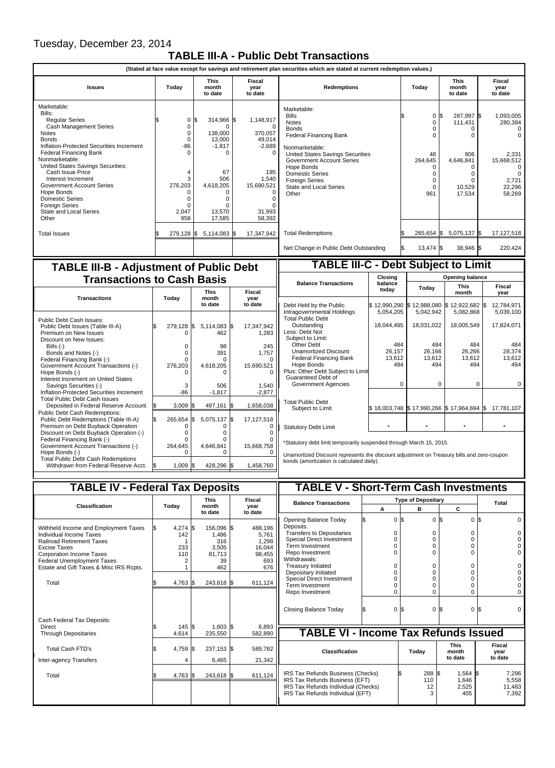Tuesday, December 23, 2014

# TABLE III-A - Public Debt Transactions

(Stated at face value except for savings and retirement plan securities which are stated at current redemption values.)

| Issues | Today | This month to date | Fiscal year to date |
|---|---|---|---|
| Marketable: | | | |
| Bills: | | | |
| Regular Series | $ 0 | $ 314,966 | $ 1,148,917 |
| Cash Management Series | 0 | 0 | 0 |
| Notes | 0 | 138,000 | 370,057 |
| Bonds | 0 | 13,000 | 49,014 |
| Inflation-Protected Securities Increment | -86 | -1,817 | -2,689 |
| Federal Financing Bank | 0 | 0 | 0 |
| Nonmarketable: | | | |
| United States Savings Securities: | | | |
| Cash Issue Price | 4 | 67 | 195 |
| Interest Increment | 3 | 506 | 1,540 |
| Government Account Series | 276,203 | 4,618,205 | 15,690,521 |
| Hope Bonds | 0 | 0 | 0 |
| Domestic Series | 0 | 0 | 0 |
| Foreign Series | 0 | 0 | 0 |
| State and Local Series | 2,047 | 13,570 | 31,993 |
| Other | 958 | 17,585 | 58,392 |
| Total Issues | $ 279,128 | $ 5,114,083 | $ 17,347,942 |

| Redemptions | Today | This month to date | Fiscal year to date |
|---|---|---|---|
| Marketable: | | | |
| Bills | $ 0 | $ 287,997 | $ 1,093,005 |
| Notes | 0 | 111,431 | 280,384 |
| Bonds | 0 | 0 | 0 |
| Federal Financing Bank | 0 | 0 | 0 |
| Nonmarketable: | | | |
| United States Savings Securities | 48 | 806 | 2,331 |
| Government Account Series | 264,645 | 4,646,841 | 15,668,512 |
| Hope Bonds | 0 | 0 | 0 |
| Domestic Series | 0 | 0 | 0 |
| Foreign Series | 0 | 0 | 2,721 |
| State and Local Series | 0 | 10,529 | 22,296 |
| Other | 961 | 17,534 | 58,269 |
| Total Redemptions | $ 265,654 | $ 5,075,137 | $ 17,127,518 |
| Net Change in Public Debt Outstanding | $ 13,474 | $ 38,946 | $ 220,424 |

# TABLE III-B - Adjustment of Public Debt Transactions to Cash Basis

| Transactions | Today | This month to date | Fiscal year to date |
|---|---|---|---|
| Public Debt Cash Issues: | | | |
| Public Debt Issues (Table III-A) | $ 279,128 | $ 5,114,083 | $ 17,347,942 |
| Premium on New Issues | 0 | 462 | 1,283 |
| Discount on New Issues: | | | |
| Bills (-) | 0 | 98 | 245 |
| Bonds and Notes (-) | 0 | 391 | 1,757 |
| Federal Financing Bank (-) | 0 | 0 | 0 |
| Government Account Transactions (-) | 276,203 | 4,618,205 | 15,690,521 |
| Hope Bonds (-) | 0 | 0 | 0 |
| Interest Increment on United States Savings Securities (-) | 3 | 506 | 1,540 |
| Inflation-Protected Securities Increment | -86 | -1,817 | -2,877 |
| Total Public Debt Cash Issues Deposited in Federal Reserve Account | $ 3,009 | $ 497,161 | $ 1,658,038 |
| Public Debt Cash Redemptions: | | | |
| Public Debt Redemptions (Table III-A) | $ 265,654 | $ 5,075,137 | $ 17,127,518 |
| Premium on Debt Buyback Operation | 0 | 0 | 0 |
| Discount on Debt Buyback Operation (-) | 0 | 0 | 0 |
| Federal Financing Bank (-) | 0 | 0 | 0 |
| Government Account Transactions (-) | 264,645 | 4,646,841 | 15,668,758 |
| Hope Bonds (-) | 0 | 0 | 0 |
| Total Public Debt Cash Redemptions Withdrawn from Federal Reserve Acct. | $ 1,009 | $ 428,296 | $ 1,458,760 |

# TABLE III-C - Debt Subject to Limit

| Balance Transactions | Closing balance today | Opening balance Today | Opening balance This month | Opening balance Fiscal year |
|---|---|---|---|---|
| Debt Held by the Public | $ 12,990,290 | $ 12,988,080 | $ 12,922,682 | $ 12,784,971 |
| Intragovernmental Holdings | 5,054,205 | 5,042,942 | 5,082,868 | 5,039,100 |
| Total Public Debt Outstanding | 18,044,495 | 18,031,022 | 18,005,549 | 17,824,071 |
| Less: Debt Not Subject to Limit: | | | | |
| Other Debt | 484 | 484 | 484 | 484 |
| Unamortized Discount | 26,157 | 26,166 | 26,266 | 28,374 |
| Federal Financing Bank | 13,612 | 13,612 | 13,612 | 13,612 |
| Hope Bonds | 494 | 494 | 494 | 494 |
| Plus: Other Debt Subject to Limit | | | | |
| Guaranteed Debt of Government Agencies | 0 | 0 | 0 | 0 |
| Total Public Debt Subject to Limit | $ 18,003,748 | $ 17,990,266 | $ 17,964,694 | $ 17,781,107 |
| Statutory Debt Limit | * | * | * | * |

*Statutory debt limit temporarily suspended through March 15, 2015.

Unamortized Discount represents the discount adjustment on Treasury bills and zero-coupon bonds (amortization is calculated daily).

# TABLE IV - Federal Tax Deposits

| Classification | Today | This month to date | Fiscal year to date |
|---|---|---|---|
| Withheld Income and Employment Taxes | $ 4,274 | $ 156,096 | $ 488,196 |
| Individual Income Taxes | 142 | 1,486 | 5,761 |
| Railroad Retirement Taxes | 1 | 316 | 1,298 |
| Excise Taxes | 233 | 3,505 | 16,044 |
| Corporation Income Taxes | 110 | 81,713 | 98,455 |
| Federal Unemployment Taxes | 2 | 39 | 693 |
| Estate and Gift Taxes & Misc IRS Rcpts. | 1 | 462 | 676 |
| Total | $ 4,763 | $ 243,618 | $ 611,124 |
| Cash Federal Tax Deposits: | | | |
| Direct | $ 145 | $ 1,603 | $ 6,893 |
| Through Depositaries | 4,614 | 235,550 | 582,890 |
| Total Cash FTD's | $ 4,759 | $ 237,153 | $ 589,782 |
| Inter-agency Transfers | 4 | 6,465 | 21,342 |
| Total | $ 4,763 | $ 243,618 | $ 611,124 |

# TABLE V - Short-Term Cash Investments

| Balance Transactions | Type of Depositary A | B | C | Total |
|---|---|---|---|---|
| Opening Balance Today | $ 0 | $ 0 | $ 0 | $ 0 |
| Deposits: | | | | |
| Transfers to Depositaries | 0 | 0 | 0 | 0 |
| Special Direct Investment | 0 | 0 | 0 | 0 |
| Term Investment | 0 | 0 | 0 | 0 |
| Repo Investment | 0 | 0 | 0 | 0 |
| Withdrawals: | | | | |
| Treasury Initiated | 0 | 0 | 0 | 0 |
| Depositary Initiated | 0 | 0 | 0 | 0 |
| Special Direct Investment | 0 | 0 | 0 | 0 |
| Term Investment | 0 | 0 | 0 | 0 |
| Repo Investment | 0 | 0 | 0 | 0 |
| Closing Balance Today | $ 0 | $ 0 | $ 0 | $ 0 |

# TABLE VI - Income Tax Refunds Issued

| Classification | Today | This month to date | Fiscal year to date |
|---|---|---|---|
| IRS Tax Refunds Business (Checks) | $ 288 | $ 1,564 | $ 7,296 |
| IRS Tax Refunds Business (EFT) | 110 | 1,646 | 5,558 |
| IRS Tax Refunds Individual (Checks) | 12 | 2,525 | 11,483 |
| IRS Tax Refunds Individual (EFT) | 3 | 405 | 7,392 |